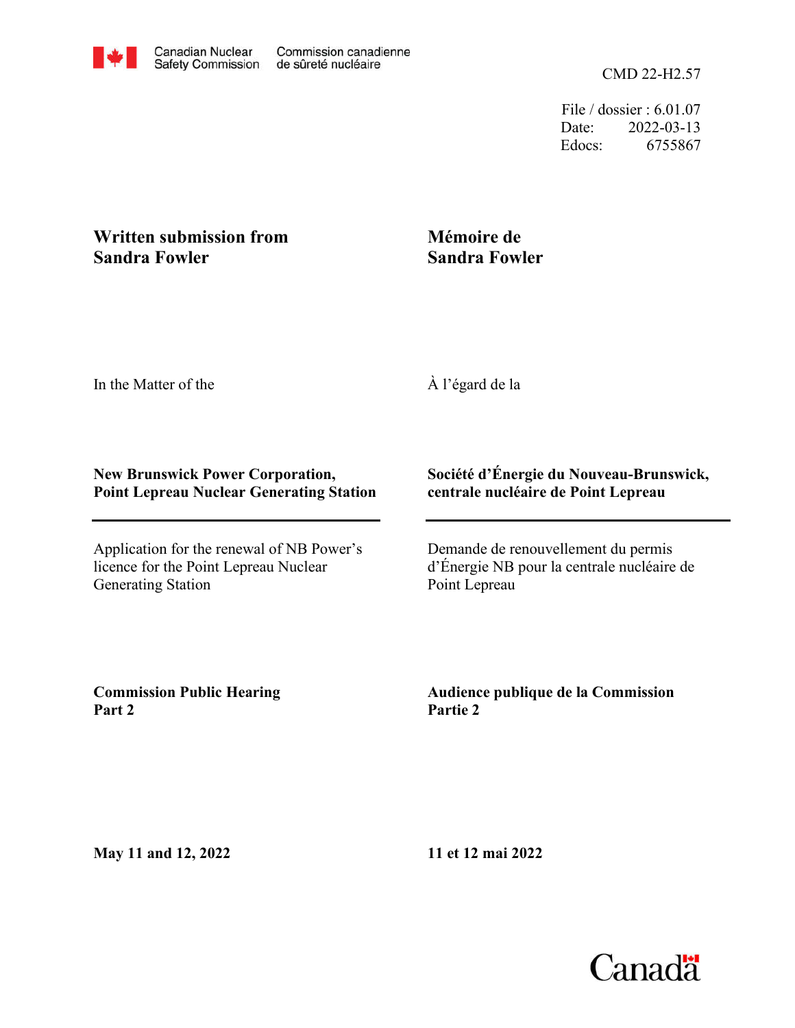Canadian Nuclear Safety Commission | Commission canadienne de sûreté nucléaire

CMD 22-H2.57

File / dossier : 6.01.07
Date: 2022-03-13
Edocs: 6755867

## Written submission from Sandra Fowler

## Mémoire de Sandra Fowler

In the Matter of the

À l'égard de la

**New Brunswick Power Corporation, Point Lepreau Nuclear Generating Station**

**Société d'Énergie du Nouveau-Brunswick, centrale nucléaire de Point Lepreau**

---

Application for the renewal of NB Power's licence for the Point Lepreau Nuclear Generating Station

Demande de renouvellement du permis d'Énergie NB pour la centrale nucléaire de Point Lepreau

**Commission Public Hearing Part 2**

**Audience publique de la Commission Partie 2**

**May 11 and 12, 2022**

**11 et 12 mai 2022**

Canada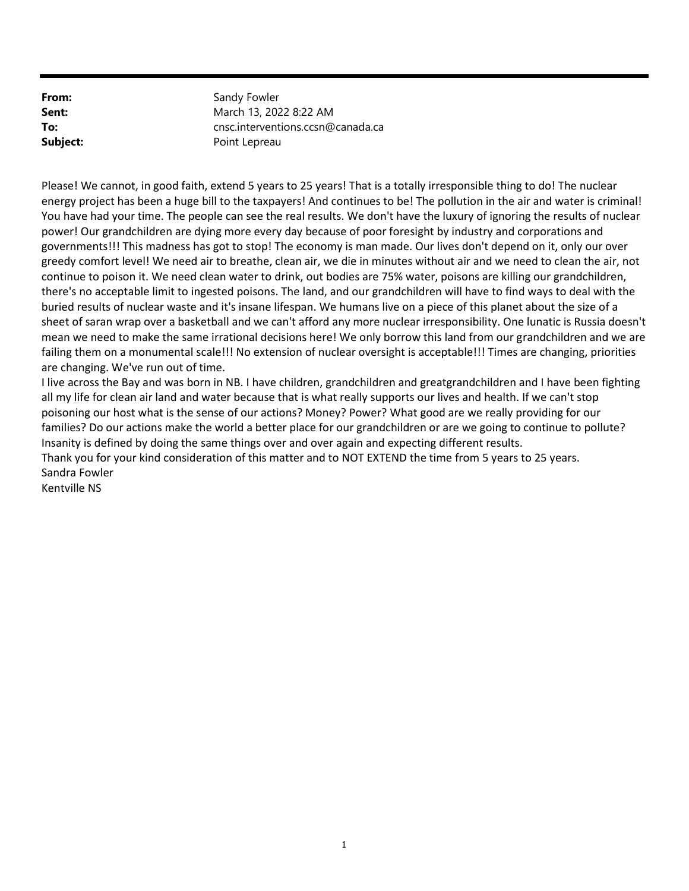**From:** Sandy Fowler
**Sent:** March 13, 2022 8:22 AM
**To:** cnsc.interventions.ccsn@canada.ca
**Subject:** Point Lepreau

Please! We cannot, in good faith, extend 5 years to 25 years! That is a totally irresponsible thing to do! The nuclear energy project has been a huge bill to the taxpayers! And continues to be! The pollution in the air and water is criminal! You have had your time. The people can see the real results. We don't have the luxury of ignoring the results of nuclear power! Our grandchildren are dying more every day because of poor foresight by industry and corporations and governments!!! This madness has got to stop! The economy is man made. Our lives don't depend on it, only our over greedy comfort level! We need air to breathe, clean air, we die in minutes without air and we need to clean the air, not continue to poison it. We need clean water to drink, out bodies are 75% water, poisons are killing our grandchildren, there's no acceptable limit to ingested poisons. The land, and our grandchildren will have to find ways to deal with the buried results of nuclear waste and it's insane lifespan. We humans live on a piece of this planet about the size of a sheet of saran wrap over a basketball and we can't afford any more nuclear irresponsibility. One lunatic is Russia doesn't mean we need to make the same irrational decisions here! We only borrow this land from our grandchildren and we are failing them on a monumental scale!!! No extension of nuclear oversight is acceptable!!! Times are changing, priorities are changing. We've run out of time.

I live across the Bay and was born in NB. I have children, grandchildren and greatgrandchildren and I have been fighting all my life for clean air land and water because that is what really supports our lives and health. If we can't stop poisoning our host what is the sense of our actions? Money? Power? What good are we really providing for our families? Do our actions make the world a better place for our grandchildren or are we going to continue to pollute? Insanity is defined by doing the same things over and over again and expecting different results.

Thank you for your kind consideration of this matter and to NOT EXTEND the time from 5 years to 25 years.

Sandra Fowler
Kentville NS